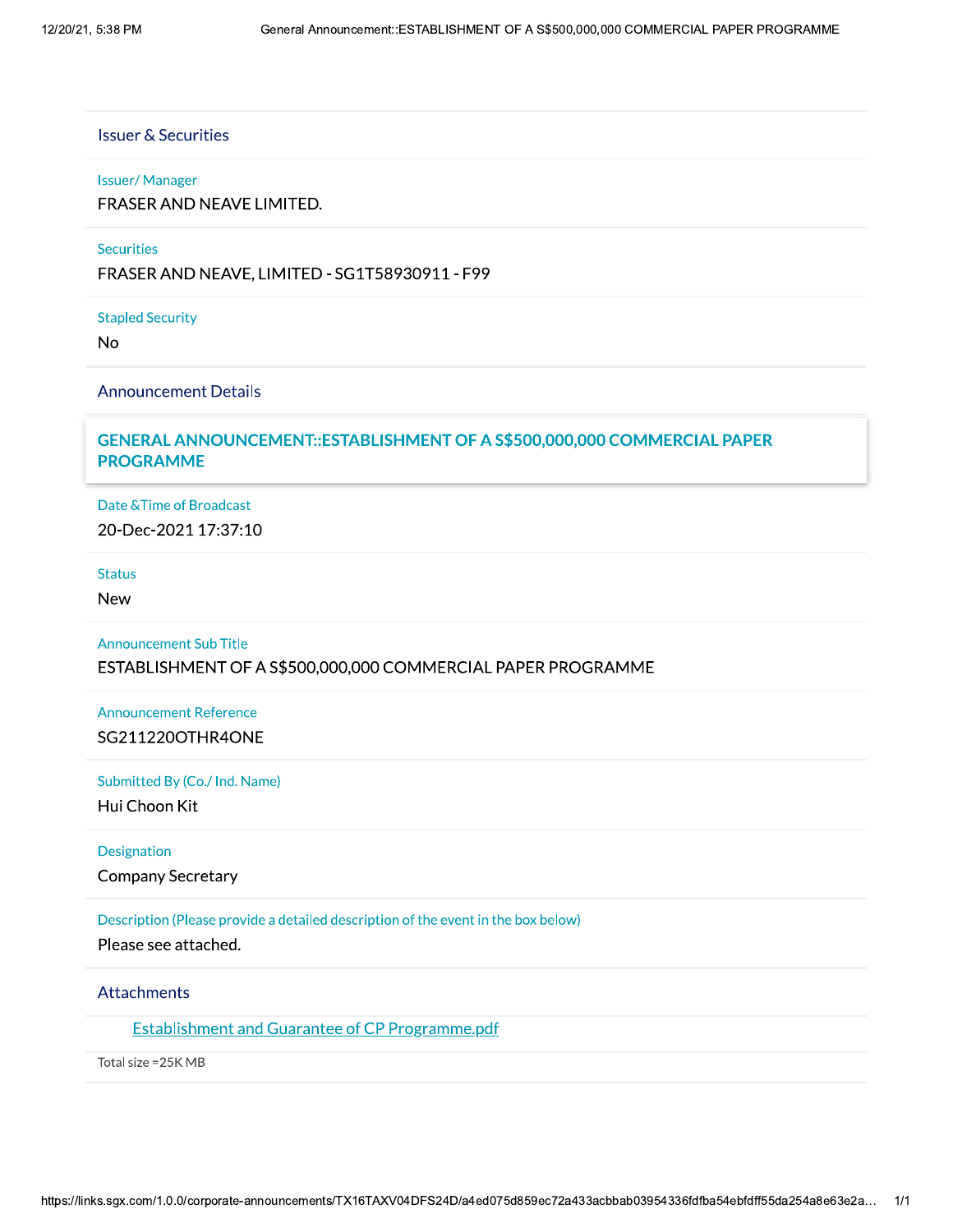## Issuer & Securities

**Issuer/ Manager**

FRASER AND NEAVE LIMITED.

**Securities**

FRASER AND NEAVE, LIMITED - SG1T58930911 - F99

**Stapled Security**

No

## Announcement Details

### GENERAL ANNOUNCEMENT::ESTABLISHMENT OF A S$500,000,000 COMMERCIAL PAPER PROGRAMME

**Date &Time of Broadcast**

20-Dec-2021 17:37:10

**Status**

New

**Announcement Sub Title**

ESTABLISHMENT OF A S$500,000,000 COMMERCIAL PAPER PROGRAMME

**Announcement Reference**

SG211220OTHR4ONE

**Submitted By (Co./ Ind. Name)**

Hui Choon Kit

**Designation**

Company Secretary

**Description (Please provide a detailed description of the event in the box below)**

Please see attached.

## Attachments

Establishment and Guarantee of CP Programme.pdf

Total size =25K MB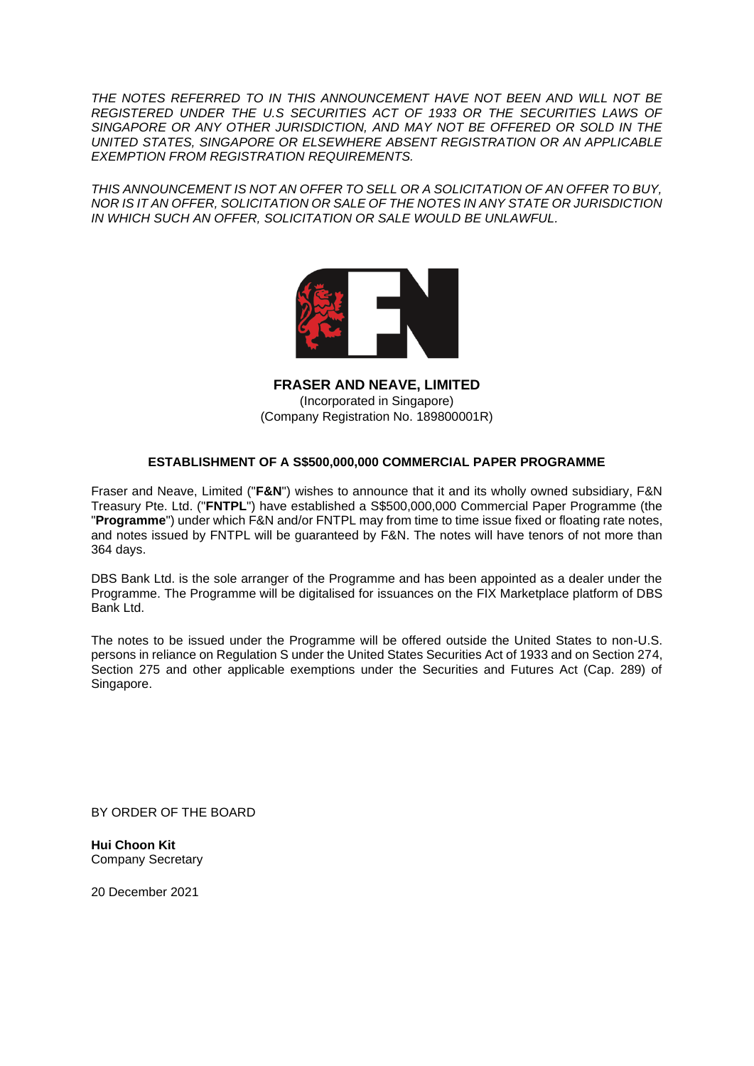*THE NOTES REFERRED TO IN THIS ANNOUNCEMENT HAVE NOT BEEN AND WILL NOT BE REGISTERED UNDER THE U.S SECURITIES ACT OF 1933 OR THE SECURITIES LAWS OF SINGAPORE OR ANY OTHER JURISDICTION, AND MAY NOT BE OFFERED OR SOLD IN THE UNITED STATES, SINGAPORE OR ELSEWHERE ABSENT REGISTRATION OR AN APPLICABLE EXEMPTION FROM REGISTRATION REQUIREMENTS.*

*THIS ANNOUNCEMENT IS NOT AN OFFER TO SELL OR A SOLICITATION OF AN OFFER TO BUY, NOR IS IT AN OFFER, SOLICITATION OR SALE OF THE NOTES IN ANY STATE OR JURISDICTION IN WHICH SUCH AN OFFER, SOLICITATION OR SALE WOULD BE UNLAWFUL.*

**FRASER AND NEAVE, LIMITED**
(Incorporated in Singapore)
(Company Registration No. 189800001R)

**ESTABLISHMENT OF A S$500,000,000 COMMERCIAL PAPER PROGRAMME**

Fraser and Neave, Limited ("**F&N**") wishes to announce that it and its wholly owned subsidiary, F&N Treasury Pte. Ltd. ("**FNTPL**") have established a S$500,000,000 Commercial Paper Programme (the "**Programme**") under which F&N and/or FNTPL may from time to time issue fixed or floating rate notes, and notes issued by FNTPL will be guaranteed by F&N. The notes will have tenors of not more than 364 days.

DBS Bank Ltd. is the sole arranger of the Programme and has been appointed as a dealer under the Programme. The Programme will be digitalised for issuances on the FIX Marketplace platform of DBS Bank Ltd.

The notes to be issued under the Programme will be offered outside the United States to non-U.S. persons in reliance on Regulation S under the United States Securities Act of 1933 and on Section 274, Section 275 and other applicable exemptions under the Securities and Futures Act (Cap. 289) of Singapore.

BY ORDER OF THE BOARD

**Hui Choon Kit**
Company Secretary

20 December 2021